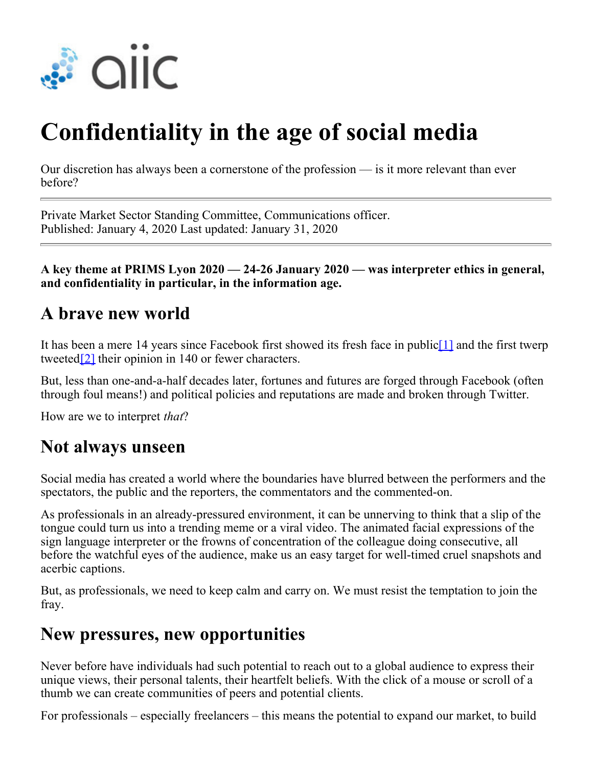# Confidentiality in the age of social media

Our discretion has always been a cornerstone of the profession — is it more relevant than ever before?

---

Private Market Sector Standing Committee, Communications officer.
Published: January 4, 2020 Last updated: January 31, 2020

---

**A key theme at PRIMS Lyon 2020 — 24-26 January 2020 — was interpreter ethics in general, and confidentiality in particular, in the information age.**

## A brave new world

It has been a mere 14 years since Facebook first showed its fresh face in public[1] and the first twerp tweeted[2] their opinion in 140 or fewer characters.

But, less than one-and-a-half decades later, fortunes and futures are forged through Facebook (often through foul means!) and political policies and reputations are made and broken through Twitter.

How are we to interpret *that*?

## Not always unseen

Social media has created a world where the boundaries have blurred between the performers and the spectators, the public and the reporters, the commentators and the commented-on.

As professionals in an already-pressured environment, it can be unnerving to think that a slip of the tongue could turn us into a trending meme or a viral video. The animated facial expressions of the sign language interpreter or the frowns of concentration of the colleague doing consecutive, all before the watchful eyes of the audience, make us an easy target for well-timed cruel snapshots and acerbic captions.

But, as professionals, we need to keep calm and carry on. We must resist the temptation to join the fray.

## New pressures, new opportunities

Never before have individuals had such potential to reach out to a global audience to express their unique views, their personal talents, their heartfelt beliefs. With the click of a mouse or scroll of a thumb we can create communities of peers and potential clients.

For professionals – especially freelancers – this means the potential to expand our market, to build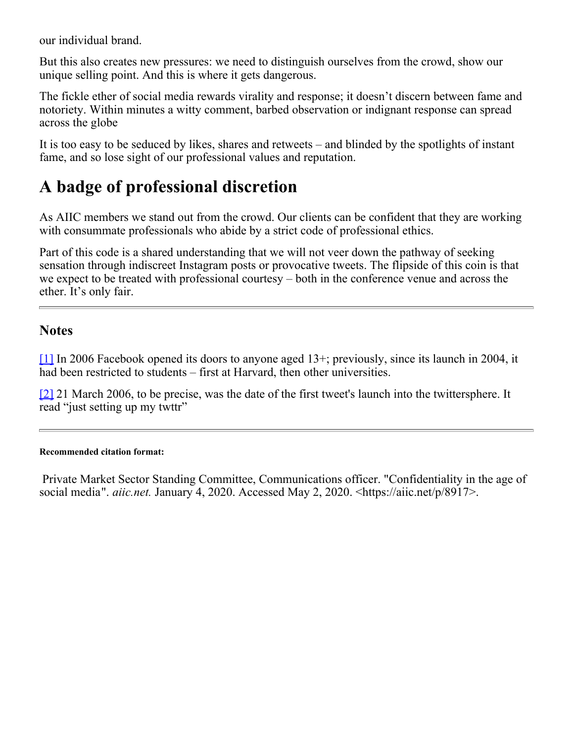our individual brand.

But this also creates new pressures: we need to distinguish ourselves from the crowd, show our unique selling point. And this is where it gets dangerous.

The fickle ether of social media rewards virality and response; it doesn't discern between fame and notoriety. Within minutes a witty comment, barbed observation or indignant response can spread across the globe

It is too easy to be seduced by likes, shares and retweets – and blinded by the spotlights of instant fame, and so lose sight of our professional values and reputation.

# A badge of professional discretion

As AIIC members we stand out from the crowd. Our clients can be confident that they are working with consummate professionals who abide by a strict code of professional ethics.

Part of this code is a shared understanding that we will not veer down the pathway of seeking sensation through indiscreet Instagram posts or provocative tweets. The flipside of this coin is that we expect to be treated with professional courtesy – both in the conference venue and across the ether. It's only fair.

---

## Notes

[1] In 2006 Facebook opened its doors to anyone aged 13+; previously, since its launch in 2004, it had been restricted to students – first at Harvard, then other universities.

[2] 21 March 2006, to be precise, was the date of the first tweet's launch into the twittersphere. It read "just setting up my twttr"

---

**Recommended citation format:**

Private Market Sector Standing Committee, Communications officer. "Confidentiality in the age of social media". *aiic.net.* January 4, 2020. Accessed May 2, 2020. <https://aiic.net/p/8917>.